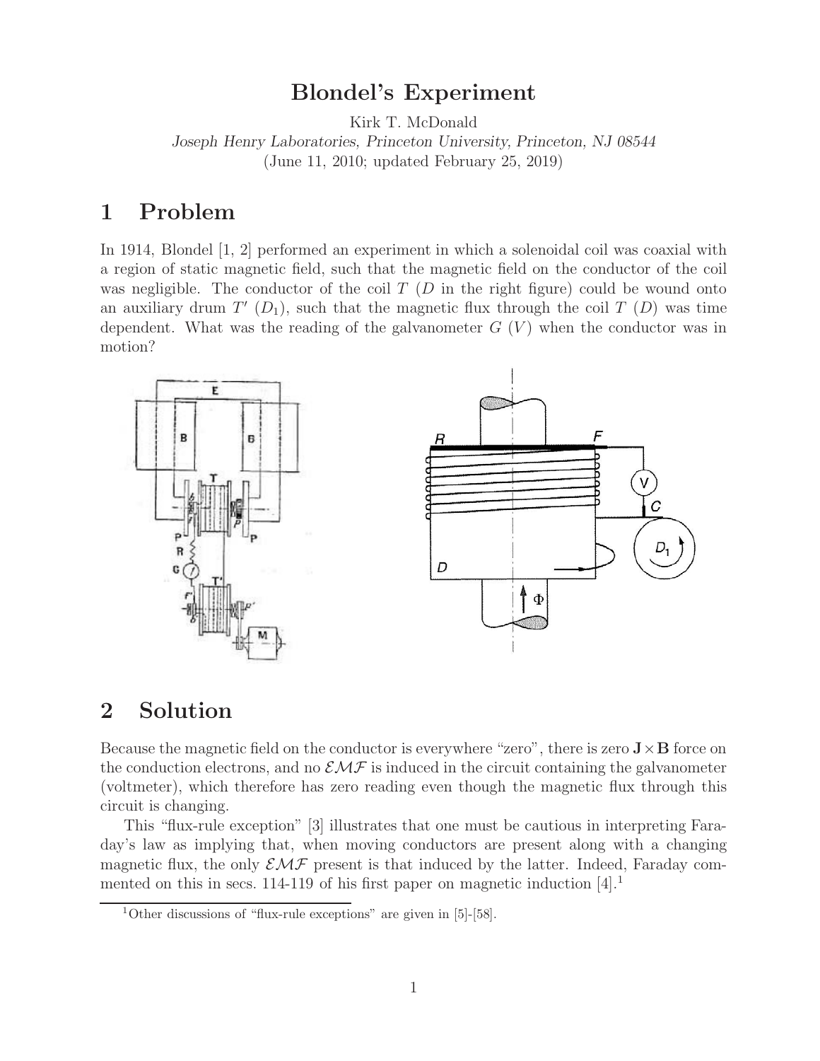# Blondel's Experiment

Kirk T. McDonald

*Joseph Henry Laboratories, Princeton University, Princeton, NJ 08544*

(June 11, 2010; updated February 25, 2019)

## 1 Problem

In 1914, Blondel [1, 2] performed an experiment in which a solenoidal coil was coaxial with a region of static magnetic field, such that the magnetic field on the conductor of the coil was negligible. The conductor of the coil $T$ ($D$ in the right figure) could be wound onto an auxiliary drum $T'$ ($D_1$), such that the magnetic flux through the coil $T$ ($D$) was time dependent. What was the reading of the galvanometer $G$ ($V$) when the conductor was in motion?

## 2 Solution

Because the magnetic field on the conductor is everywhere "zero", there is zero $\mathbf{J} \times \mathbf{B}$ force on the conduction electrons, and no $\mathcal{EMF}$ is induced in the circuit containing the galvanometer (voltmeter), which therefore has zero reading even though the magnetic flux through this circuit is changing.

This "flux-rule exception" [3] illustrates that one must be cautious in interpreting Faraday's law as implying that, when moving conductors are present along with a changing magnetic flux, the only $\mathcal{EMF}$ present is that induced by the latter. Indeed, Faraday commented on this in secs. 114-119 of his first paper on magnetic induction [4].[1]

[1] Other discussions of "flux-rule exceptions" are given in [5]-[58].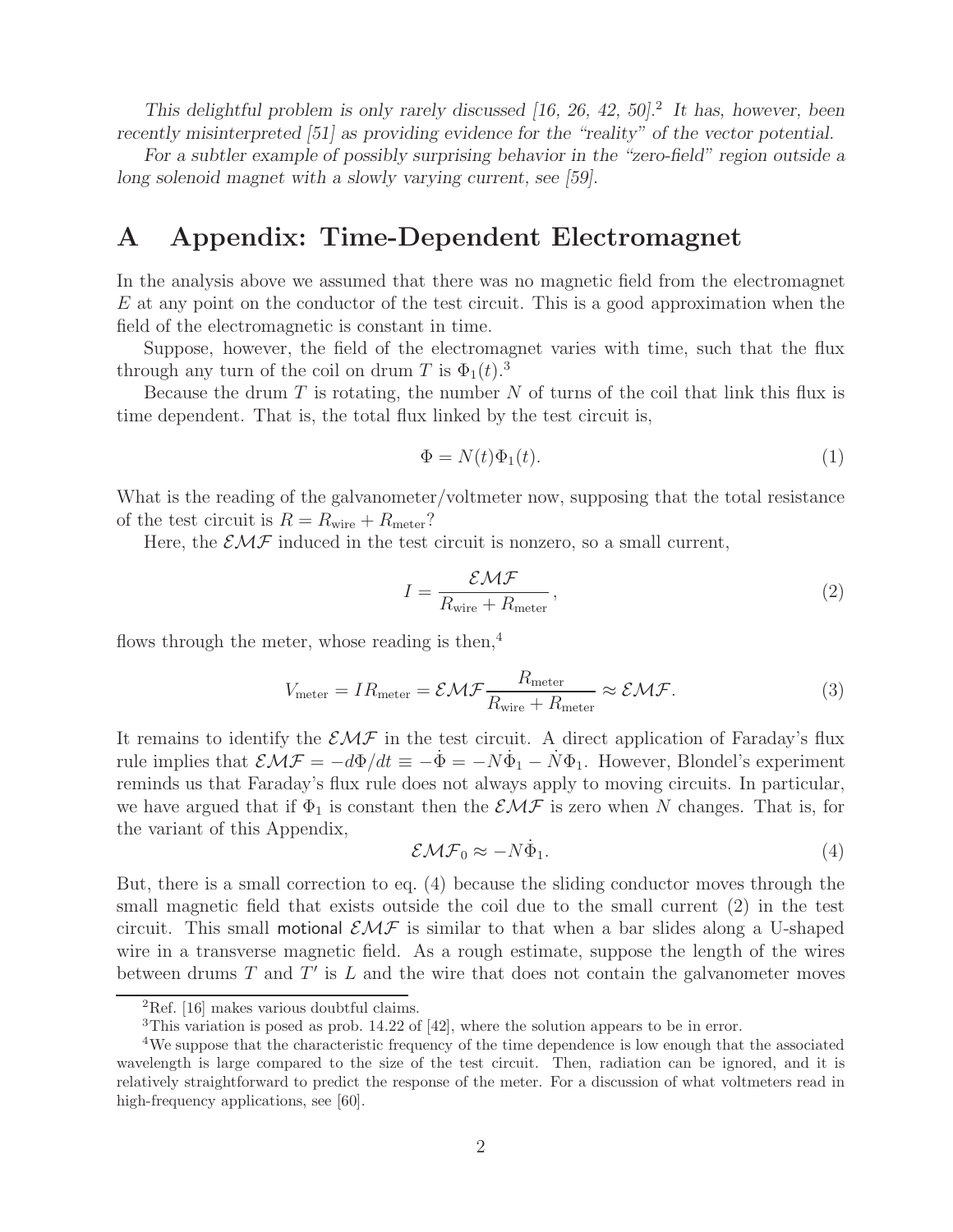*This delightful problem is only rarely discussed [16, 26, 42, 50].*[2] *It has, however, been recently misinterpreted [51] as providing evidence for the "reality" of the vector potential.*

*For a subtler example of possibly surprising behavior in the "zero-field" region outside a long solenoid magnet with a slowly varying current, see [59].*

# A Appendix: Time-Dependent Electromagnet

In the analysis above we assumed that there was no magnetic field from the electromagnet $E$ at any point on the conductor of the test circuit. This is a good approximation when the field of the electromagnetic is constant in time.

Suppose, however, the field of the electromagnet varies with time, such that the flux through any turn of the coil on drum $T$ is $\Phi_1(t)$.[3]

Because the drum $T$ is rotating, the number $N$ of turns of the coil that link this flux is time dependent. That is, the total flux linked by the test circuit is,

$$\Phi = N(t)\Phi_1(t). \tag{1}$$

What is the reading of the galvanometer/voltmeter now, supposing that the total resistance of the test circuit is $R = R_{\rm wire} + R_{\rm meter}$?

Here, the $\mathcal{EMF}$ induced in the test circuit is nonzero, so a small current,

$$I = \frac{\mathcal{EMF}}{R_{\rm wire} + R_{\rm meter}}\,, \tag{2}$$

flows through the meter, whose reading is then,[4]

$$V_{\rm meter} = IR_{\rm meter} = \mathcal{EMF}\frac{R_{\rm meter}}{R_{\rm wire} + R_{\rm meter}} \approx \mathcal{EMF}. \tag{3}$$

It remains to identify the $\mathcal{EMF}$ in the test circuit. A direct application of Faraday's flux rule implies that $\mathcal{EMF} = -d\Phi/dt \equiv -\dot\Phi = -N\dot\Phi_1 - \dot N\Phi_1$. However, Blondel's experiment reminds us that Faraday's flux rule does not always apply to moving circuits. In particular, we have argued that if $\Phi_1$ is constant then the $\mathcal{EMF}$ is zero when $N$ changes. That is, for the variant of this Appendix,

$$\mathcal{EMF}_0 \approx -N\dot\Phi_1. \tag{4}$$

But, there is a small correction to eq. (4) because the sliding conductor moves through the small magnetic field that exists outside the coil due to the small current (2) in the test circuit. This small motional $\mathcal{EMF}$ is similar to that when a bar slides along a U-shaped wire in a transverse magnetic field. As a rough estimate, suppose the length of the wires between drums $T$ and $T'$ is $L$ and the wire that does not contain the galvanometer moves

---

[2] Ref. [16] makes various doubtful claims.

[3] This variation is posed as prob. 14.22 of [42], where the solution appears to be in error.

[4] We suppose that the characteristic frequency of the time dependence is low enough that the associated wavelength is large compared to the size of the test circuit. Then, radiation can be ignored, and it is relatively straightforward to predict the response of the meter. For a discussion of what voltmeters read in high-frequency applications, see [60].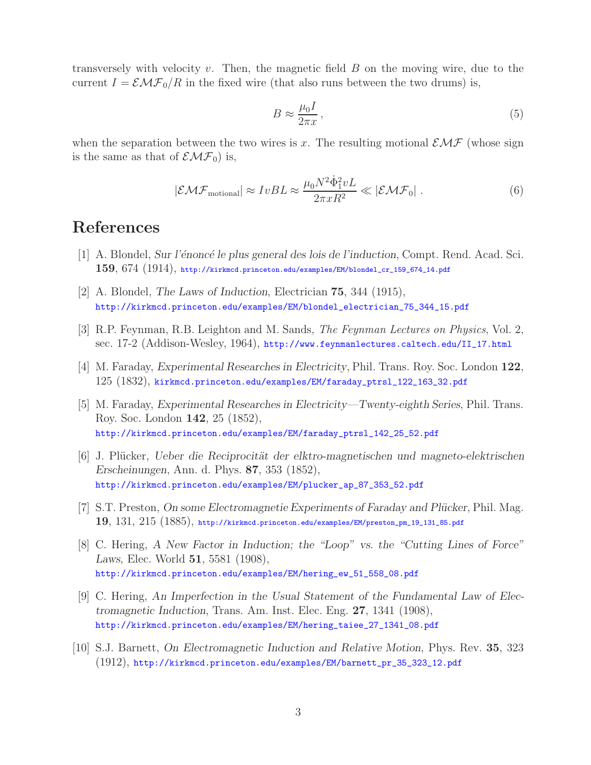transversely with velocity $v$. Then, the magnetic field $B$ on the moving wire, due to the current $I = \mathcal{EMF}_0/R$ in the fixed wire (that also runs between the two drums) is,

$$B \approx \frac{\mu_0 I}{2\pi x}, \tag{5}$$

when the separation between the two wires is $x$. The resulting motional $\mathcal{EMF}$ (whose sign is the same as that of $\mathcal{EMF}_0$) is,

$$|\mathcal{EMF}_{\rm motional}| \approx IvBL \approx \frac{\mu_0 N^2 \dot{\Phi}_1^2 vL}{2\pi x R^2} \ll |\mathcal{EMF}_0| \,. \tag{6}$$

## References

[1] A. Blondel, *Sur l'énoncé le plus general des lois de l'induction*, Compt. Rend. Acad. Sci. **159**, 674 (1914), http://kirkmcd.princeton.edu/examples/EM/blondel_cr_159_674_14.pdf

[2] A. Blondel, *The Laws of Induction*, Electrician **75**, 344 (1915), http://kirkmcd.princeton.edu/examples/EM/blondel_electrician_75_344_15.pdf

[3] R.P. Feynman, R.B. Leighton and M. Sands, *The Feynman Lectures on Physics*, Vol. 2, sec. 17-2 (Addison-Wesley, 1964), http://www.feynmanlectures.caltech.edu/II_17.html

[4] M. Faraday, *Experimental Researches in Electricity*, Phil. Trans. Roy. Soc. London **122**, 125 (1832), kirkmcd.princeton.edu/examples/EM/faraday_ptrsl_122_163_32.pdf

[5] M. Faraday, *Experimental Researches in Electricity—Twenty-eighth Series*, Phil. Trans. Roy. Soc. London **142**, 25 (1852), http://kirkmcd.princeton.edu/examples/EM/faraday_ptrsl_142_25_52.pdf

[6] J. Plücker, *Ueber die Reciprocität der elktro-magnetischen und magneto-elektrischen Erscheinungen*, Ann. d. Phys. **87**, 353 (1852), http://kirkmcd.princeton.edu/examples/EM/plucker_ap_87_353_52.pdf

[7] S.T. Preston, *On some Electromagnetie Experiments of Faraday and Plücker*, Phil. Mag. **19**, 131, 215 (1885), http://kirkmcd.princeton.edu/examples/EM/preston_pm_19_131_85.pdf

[8] C. Hering, *A New Factor in Induction; the "Loop" vs. the "Cutting Lines of Force" Laws*, Elec. World **51**, 5581 (1908), http://kirkmcd.princeton.edu/examples/EM/hering_ew_51_558_08.pdf

[9] C. Hering, *An Imperfection in the Usual Statement of the Fundamental Law of Electromagnetic Induction*, Trans. Am. Inst. Elec. Eng. **27**, 1341 (1908), http://kirkmcd.princeton.edu/examples/EM/hering_taiee_27_1341_08.pdf

[10] S.J. Barnett, *On Electromagnetic Induction and Relative Motion*, Phys. Rev. **35**, 323 (1912), http://kirkmcd.princeton.edu/examples/EM/barnett_pr_35_323_12.pdf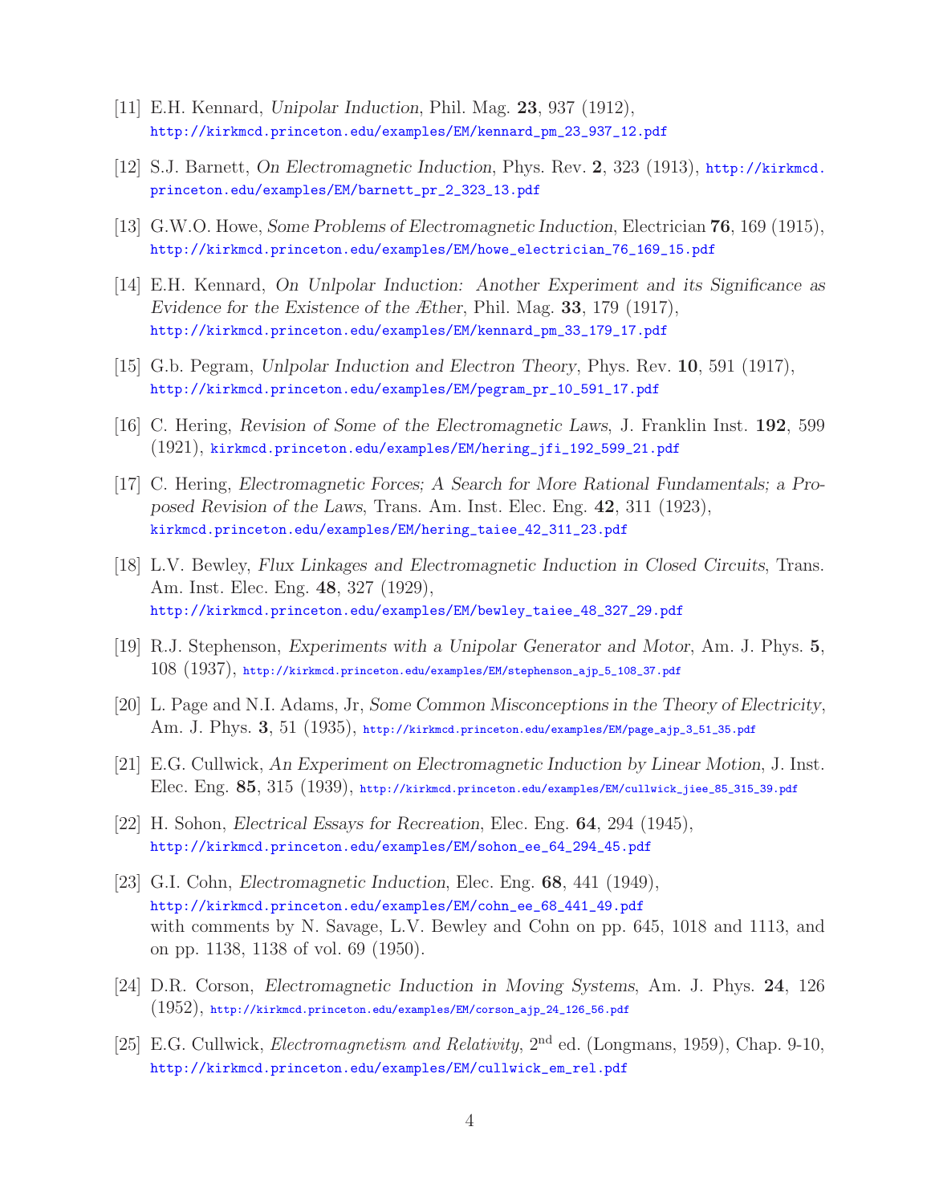[11] E.H. Kennard, *Unipolar Induction*, Phil. Mag. **23**, 937 (1912),
http://kirkmcd.princeton.edu/examples/EM/kennard_pm_23_937_12.pdf

[12] S.J. Barnett, *On Electromagnetic Induction*, Phys. Rev. **2**, 323 (1913), http://kirkmcd.princeton.edu/examples/EM/barnett_pr_2_323_13.pdf

[13] G.W.O. Howe, *Some Problems of Electromagnetic Induction*, Electrician **76**, 169 (1915),
http://kirkmcd.princeton.edu/examples/EM/howe_electrician_76_169_15.pdf

[14] E.H. Kennard, *On Unlpolar Induction: Another Experiment and its Significance as Evidence for the Existence of the Æther*, Phil. Mag. **33**, 179 (1917),
http://kirkmcd.princeton.edu/examples/EM/kennard_pm_33_179_17.pdf

[15] G.b. Pegram, *Unlpolar Induction and Electron Theory*, Phys. Rev. **10**, 591 (1917),
http://kirkmcd.princeton.edu/examples/EM/pegram_pr_10_591_17.pdf

[16] C. Hering, *Revision of Some of the Electromagnetic Laws*, J. Franklin Inst. **192**, 599 (1921), kirkmcd.princeton.edu/examples/EM/hering_jfi_192_599_21.pdf

[17] C. Hering, *Electromagnetic Forces; A Search for More Rational Fundamentals; a Proposed Revision of the Laws*, Trans. Am. Inst. Elec. Eng. **42**, 311 (1923),
kirkmcd.princeton.edu/examples/EM/hering_taiee_42_311_23.pdf

[18] L.V. Bewley, *Flux Linkages and Electromagnetic Induction in Closed Circuits*, Trans. Am. Inst. Elec. Eng. **48**, 327 (1929),
http://kirkmcd.princeton.edu/examples/EM/bewley_taiee_48_327_29.pdf

[19] R.J. Stephenson, *Experiments with a Unipolar Generator and Motor*, Am. J. Phys. **5**, 108 (1937), http://kirkmcd.princeton.edu/examples/EM/stephenson_ajp_5_108_37.pdf

[20] L. Page and N.I. Adams, Jr, *Some Common Misconceptions in the Theory of Electricity*, Am. J. Phys. **3**, 51 (1935), http://kirkmcd.princeton.edu/examples/EM/page_ajp_3_51_35.pdf

[21] E.G. Cullwick, *An Experiment on Electromagnetic Induction by Linear Motion*, J. Inst. Elec. Eng. **85**, 315 (1939), http://kirkmcd.princeton.edu/examples/EM/cullwick_jiee_85_315_39.pdf

[22] H. Sohon, *Electrical Essays for Recreation*, Elec. Eng. **64**, 294 (1945),
http://kirkmcd.princeton.edu/examples/EM/sohon_ee_64_294_45.pdf

[23] G.I. Cohn, *Electromagnetic Induction*, Elec. Eng. **68**, 441 (1949),
http://kirkmcd.princeton.edu/examples/EM/cohn_ee_68_441_49.pdf
with comments by N. Savage, L.V. Bewley and Cohn on pp. 645, 1018 and 1113, and on pp. 1138, 1138 of vol. 69 (1950).

[24] D.R. Corson, *Electromagnetic Induction in Moving Systems*, Am. J. Phys. **24**, 126 (1952), http://kirkmcd.princeton.edu/examples/EM/corson_ajp_24_126_56.pdf

[25] E.G. Cullwick, *Electromagnetism and Relativity*, 2nd ed. (Longmans, 1959), Chap. 9-10,
http://kirkmcd.princeton.edu/examples/EM/cullwick_em_rel.pdf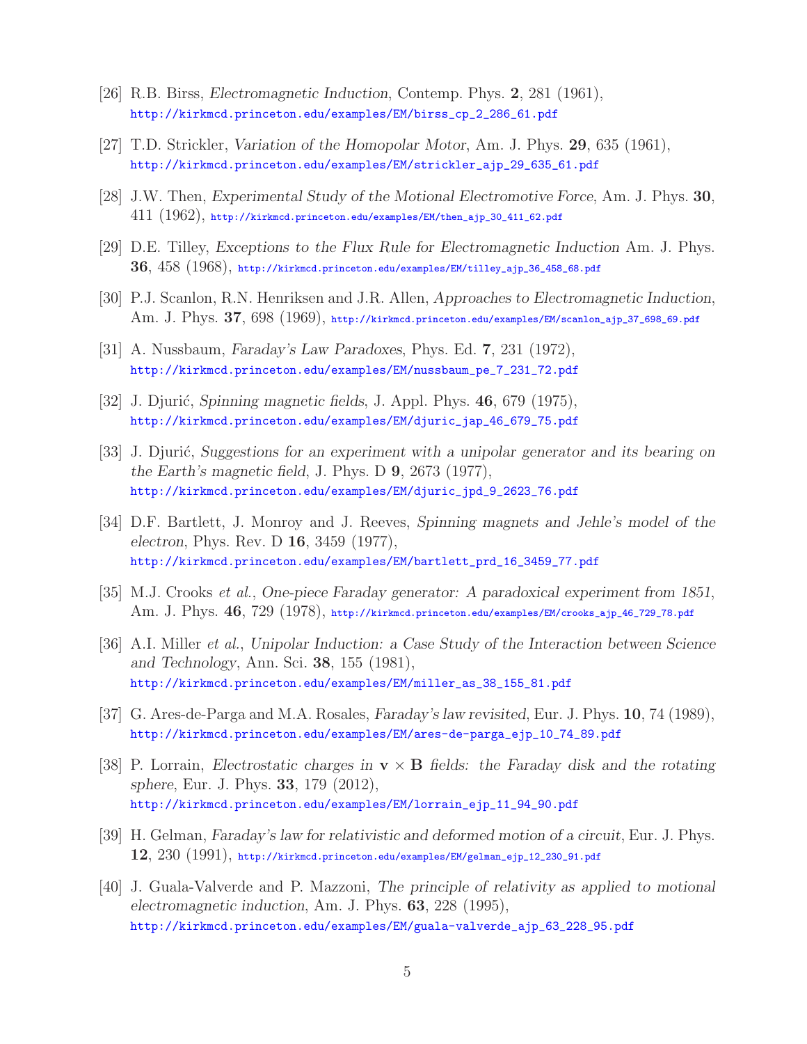[26] R.B. Birss, *Electromagnetic Induction*, Contemp. Phys. **2**, 281 (1961), http://kirkmcd.princeton.edu/examples/EM/birss_cp_2_286_61.pdf

[27] T.D. Strickler, *Variation of the Homopolar Motor*, Am. J. Phys. **29**, 635 (1961), http://kirkmcd.princeton.edu/examples/EM/strickler_ajp_29_635_61.pdf

[28] J.W. Then, *Experimental Study of the Motional Electromotive Force*, Am. J. Phys. **30**, 411 (1962), http://kirkmcd.princeton.edu/examples/EM/then_ajp_30_411_62.pdf

[29] D.E. Tilley, *Exceptions to the Flux Rule for Electromagnetic Induction* Am. J. Phys. **36**, 458 (1968), http://kirkmcd.princeton.edu/examples/EM/tilley_ajp_36_458_68.pdf

[30] P.J. Scanlon, R.N. Henriksen and J.R. Allen, *Approaches to Electromagnetic Induction*, Am. J. Phys. **37**, 698 (1969), http://kirkmcd.princeton.edu/examples/EM/scanlon_ajp_37_698_69.pdf

[31] A. Nussbaum, *Faraday's Law Paradoxes*, Phys. Ed. **7**, 231 (1972), http://kirkmcd.princeton.edu/examples/EM/nussbaum_pe_7_231_72.pdf

[32] J. Djurić, *Spinning magnetic fields*, J. Appl. Phys. **46**, 679 (1975), http://kirkmcd.princeton.edu/examples/EM/djuric_jap_46_679_75.pdf

[33] J. Djurić, *Suggestions for an experiment with a unipolar generator and its bearing on the Earth's magnetic field*, J. Phys. D **9**, 2673 (1977), http://kirkmcd.princeton.edu/examples/EM/djuric_jpd_9_2623_76.pdf

[34] D.F. Bartlett, J. Monroy and J. Reeves, *Spinning magnets and Jehle's model of the electron*, Phys. Rev. D **16**, 3459 (1977), http://kirkmcd.princeton.edu/examples/EM/bartlett_prd_16_3459_77.pdf

[35] M.J. Crooks *et al.*, *One-piece Faraday generator: A paradoxical experiment from 1851*, Am. J. Phys. **46**, 729 (1978), http://kirkmcd.princeton.edu/examples/EM/crooks_ajp_46_729_78.pdf

[36] A.I. Miller *et al.*, *Unipolar Induction: a Case Study of the Interaction between Science and Technology*, Ann. Sci. **38**, 155 (1981), http://kirkmcd.princeton.edu/examples/EM/miller_as_38_155_81.pdf

[37] G. Ares-de-Parga and M.A. Rosales, *Faraday's law revisited*, Eur. J. Phys. **10**, 74 (1989), http://kirkmcd.princeton.edu/examples/EM/ares-de-parga_ejp_10_74_89.pdf

[38] P. Lorrain, *Electrostatic charges in* $\mathbf{v} \times \mathbf{B}$ *fields: the Faraday disk and the rotating sphere*, Eur. J. Phys. **33**, 179 (2012), http://kirkmcd.princeton.edu/examples/EM/lorrain_ejp_11_94_90.pdf

[39] H. Gelman, *Faraday's law for relativistic and deformed motion of a circuit*, Eur. J. Phys. **12**, 230 (1991), http://kirkmcd.princeton.edu/examples/EM/gelman_ejp_12_230_91.pdf

[40] J. Guala-Valverde and P. Mazzoni, *The principle of relativity as applied to motional electromagnetic induction*, Am. J. Phys. **63**, 228 (1995), http://kirkmcd.princeton.edu/examples/EM/guala-valverde_ajp_63_228_95.pdf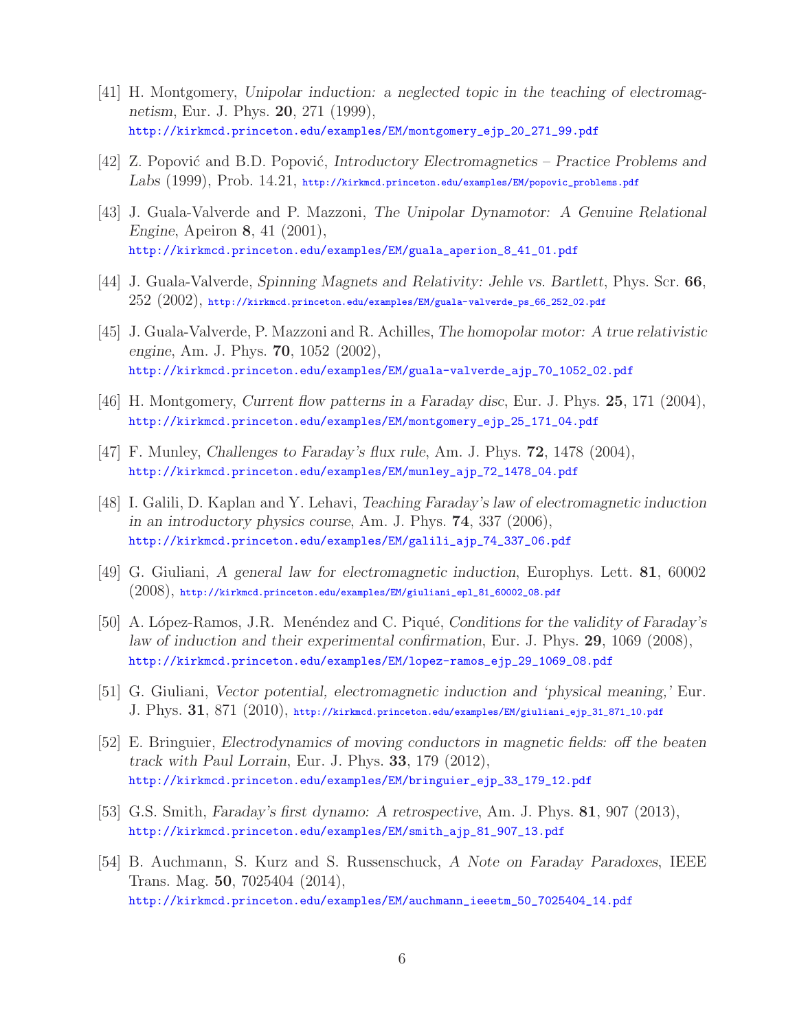[41] H. Montgomery, *Unipolar induction: a neglected topic in the teaching of electromagnetism*, Eur. J. Phys. **20**, 271 (1999),
http://kirkmcd.princeton.edu/examples/EM/montgomery_ejp_20_271_99.pdf

[42] Z. Popović and B.D. Popović, *Introductory Electromagnetics – Practice Problems and Labs* (1999), Prob. 14.21, http://kirkmcd.princeton.edu/examples/EM/popovic_problems.pdf

[43] J. Guala-Valverde and P. Mazzoni, *The Unipolar Dynamotor: A Genuine Relational Engine*, Apeiron **8**, 41 (2001),
http://kirkmcd.princeton.edu/examples/EM/guala_aperion_8_41_01.pdf

[44] J. Guala-Valverde, *Spinning Magnets and Relativity: Jehle vs. Bartlett*, Phys. Scr. **66**, 252 (2002), http://kirkmcd.princeton.edu/examples/EM/guala-valverde_ps_66_252_02.pdf

[45] J. Guala-Valverde, P. Mazzoni and R. Achilles, *The homopolar motor: A true relativistic engine*, Am. J. Phys. **70**, 1052 (2002),
http://kirkmcd.princeton.edu/examples/EM/guala-valverde_ajp_70_1052_02.pdf

[46] H. Montgomery, *Current flow patterns in a Faraday disc*, Eur. J. Phys. **25**, 171 (2004),
http://kirkmcd.princeton.edu/examples/EM/montgomery_ejp_25_171_04.pdf

[47] F. Munley, *Challenges to Faraday's flux rule*, Am. J. Phys. **72**, 1478 (2004),
http://kirkmcd.princeton.edu/examples/EM/munley_ajp_72_1478_04.pdf

[48] I. Galili, D. Kaplan and Y. Lehavi, *Teaching Faraday's law of electromagnetic induction in an introductory physics course*, Am. J. Phys. **74**, 337 (2006),
http://kirkmcd.princeton.edu/examples/EM/galili_ajp_74_337_06.pdf

[49] G. Giuliani, *A general law for electromagnetic induction*, Europhys. Lett. **81**, 60002 (2008), http://kirkmcd.princeton.edu/examples/EM/giuliani_epl_81_60002_08.pdf

[50] A. López-Ramos, J.R. Menéndez and C. Piqué, *Conditions for the validity of Faraday's law of induction and their experimental confirmation*, Eur. J. Phys. **29**, 1069 (2008),
http://kirkmcd.princeton.edu/examples/EM/lopez-ramos_ejp_29_1069_08.pdf

[51] G. Giuliani, *Vector potential, electromagnetic induction and 'physical meaning,'* Eur. J. Phys. **31**, 871 (2010), http://kirkmcd.princeton.edu/examples/EM/giuliani_ejp_31_871_10.pdf

[52] E. Bringuier, *Electrodynamics of moving conductors in magnetic fields: off the beaten track with Paul Lorrain*, Eur. J. Phys. **33**, 179 (2012),
http://kirkmcd.princeton.edu/examples/EM/bringuier_ejp_33_179_12.pdf

[53] G.S. Smith, *Faraday's first dynamo: A retrospective*, Am. J. Phys. **81**, 907 (2013),
http://kirkmcd.princeton.edu/examples/EM/smith_ajp_81_907_13.pdf

[54] B. Auchmann, S. Kurz and S. Russenschuck, *A Note on Faraday Paradoxes*, IEEE Trans. Mag. **50**, 7025404 (2014),
http://kirkmcd.princeton.edu/examples/EM/auchmann_ieeetm_50_7025404_14.pdf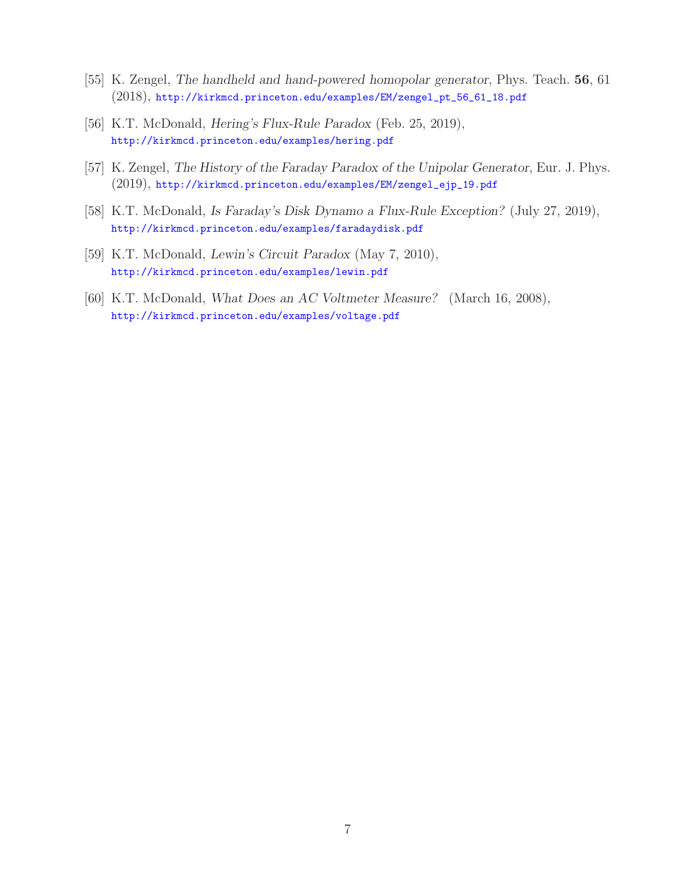[55] K. Zengel, *The handheld and hand-powered homopolar generator*, Phys. Teach. **56**, 61 (2018), http://kirkmcd.princeton.edu/examples/EM/zengel_pt_56_61_18.pdf

[56] K.T. McDonald, *Hering's Flux-Rule Paradox* (Feb. 25, 2019), http://kirkmcd.princeton.edu/examples/hering.pdf

[57] K. Zengel, *The History of the Faraday Paradox of the Unipolar Generator*, Eur. J. Phys. (2019), http://kirkmcd.princeton.edu/examples/EM/zengel_ejp_19.pdf

[58] K.T. McDonald, *Is Faraday's Disk Dynamo a Flux-Rule Exception?* (July 27, 2019), http://kirkmcd.princeton.edu/examples/faradaydisk.pdf

[59] K.T. McDonald, *Lewin's Circuit Paradox* (May 7, 2010), http://kirkmcd.princeton.edu/examples/lewin.pdf

[60] K.T. McDonald, *What Does an AC Voltmeter Measure?* (March 16, 2008), http://kirkmcd.princeton.edu/examples/voltage.pdf